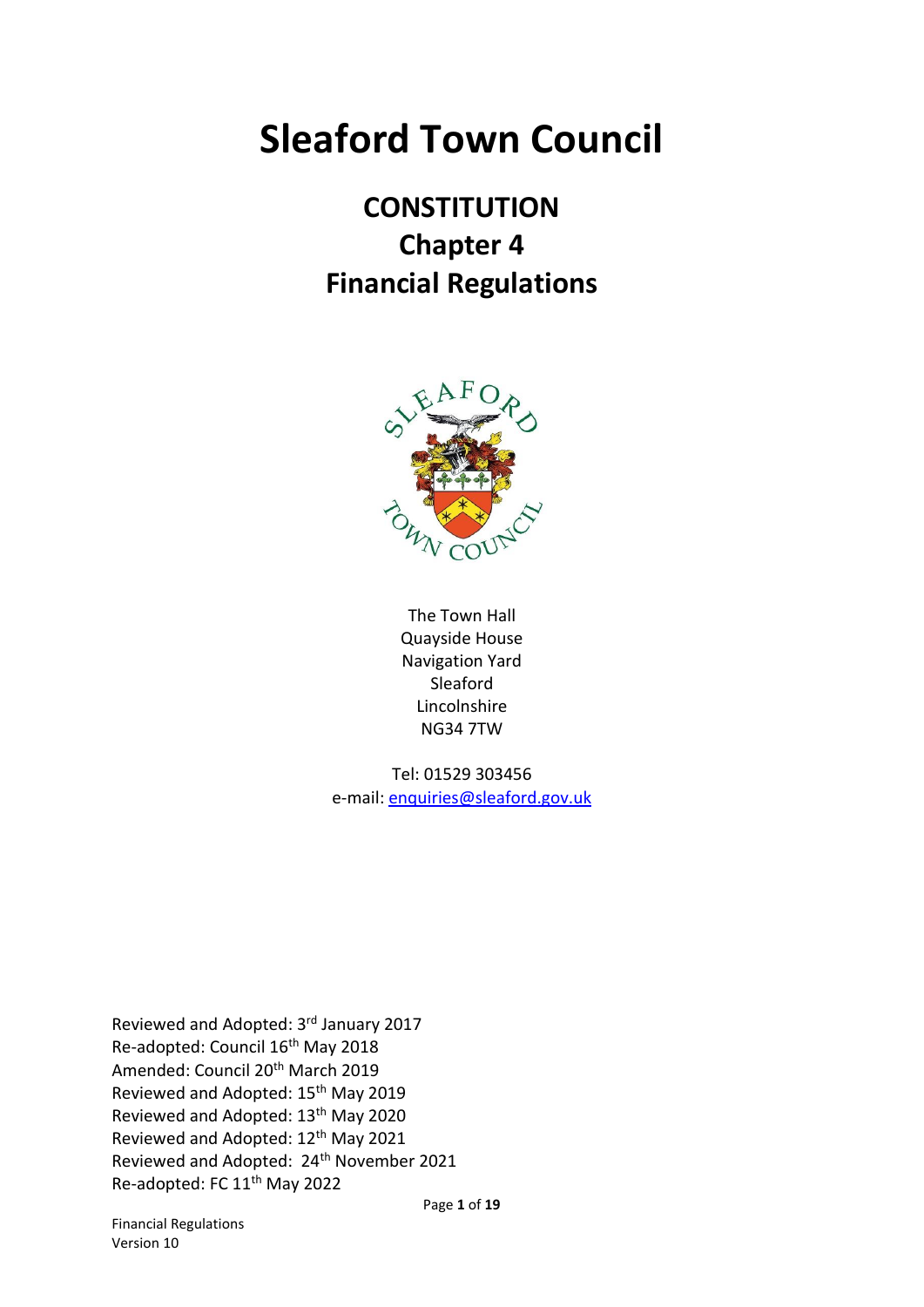# Sleaford Town Council

## CONSTITUTION
## Chapter 4
## Financial Regulations

The Town Hall
Quayside House
Navigation Yard
Sleaford
Lincolnshire
NG34 7TW

Tel: 01529 303456
e-mail: enquiries@sleaford.gov.uk

Reviewed and Adopted: 3rd January 2017
Re-adopted: Council 16th May 2018
Amended: Council 20th March 2019
Reviewed and Adopted: 15th May 2019
Reviewed and Adopted: 13th May 2020
Reviewed and Adopted: 12th May 2021
Reviewed and Adopted: 24th November 2021
Re-adopted: FC 11th May 2022

Financial Regulations
Version 10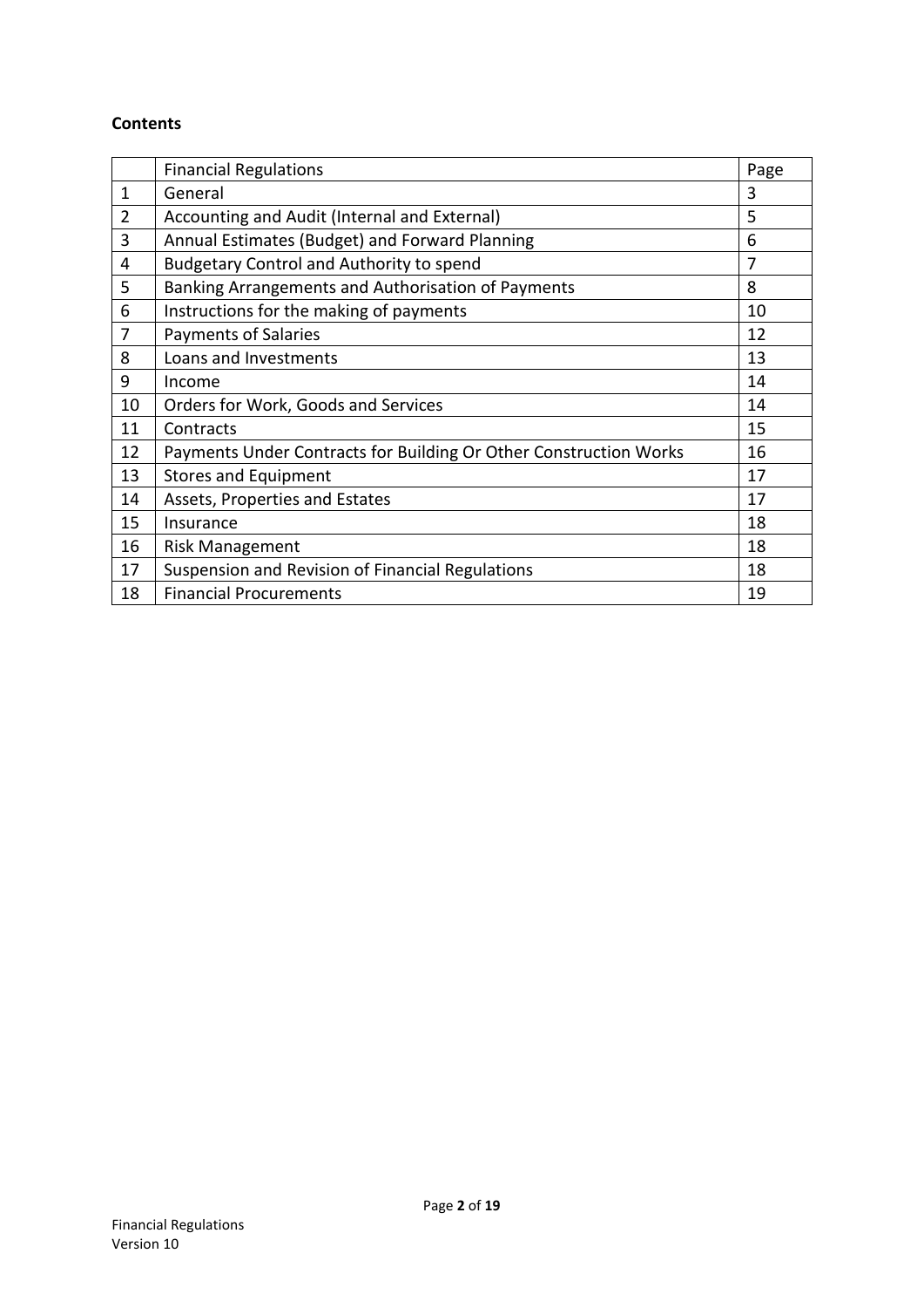**Contents**

| | Financial Regulations | Page |
|---|---|---|
| 1 | General | 3 |
| 2 | Accounting and Audit (Internal and External) | 5 |
| 3 | Annual Estimates (Budget) and Forward Planning | 6 |
| 4 | Budgetary Control and Authority to spend | 7 |
| 5 | Banking Arrangements and Authorisation of Payments | 8 |
| 6 | Instructions for the making of payments | 10 |
| 7 | Payments of Salaries | 12 |
| 8 | Loans and Investments | 13 |
| 9 | Income | 14 |
| 10 | Orders for Work, Goods and Services | 14 |
| 11 | Contracts | 15 |
| 12 | Payments Under Contracts for Building Or Other Construction Works | 16 |
| 13 | Stores and Equipment | 17 |
| 14 | Assets, Properties and Estates | 17 |
| 15 | Insurance | 18 |
| 16 | Risk Management | 18 |
| 17 | Suspension and Revision of Financial Regulations | 18 |
| 18 | Financial Procurements | 19 |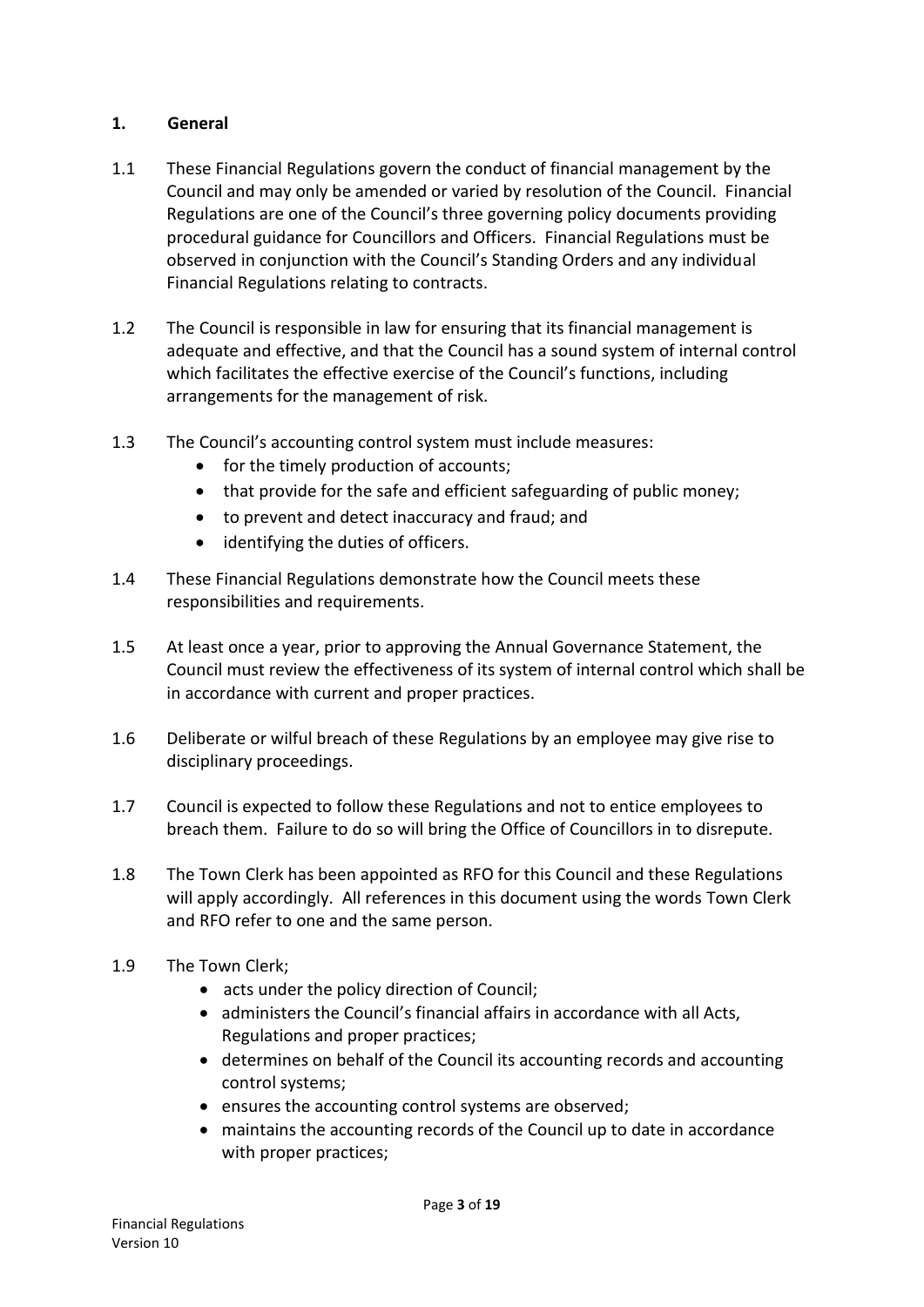## 1. General

1.1 These Financial Regulations govern the conduct of financial management by the Council and may only be amended or varied by resolution of the Council. Financial Regulations are one of the Council's three governing policy documents providing procedural guidance for Councillors and Officers. Financial Regulations must be observed in conjunction with the Council's Standing Orders and any individual Financial Regulations relating to contracts.

1.2 The Council is responsible in law for ensuring that its financial management is adequate and effective, and that the Council has a sound system of internal control which facilitates the effective exercise of the Council's functions, including arrangements for the management of risk.

1.3 The Council's accounting control system must include measures:

- for the timely production of accounts;
- that provide for the safe and efficient safeguarding of public money;
- to prevent and detect inaccuracy and fraud; and
- identifying the duties of officers.

1.4 These Financial Regulations demonstrate how the Council meets these responsibilities and requirements.

1.5 At least once a year, prior to approving the Annual Governance Statement, the Council must review the effectiveness of its system of internal control which shall be in accordance with current and proper practices.

1.6 Deliberate or wilful breach of these Regulations by an employee may give rise to disciplinary proceedings.

1.7 Council is expected to follow these Regulations and not to entice employees to breach them. Failure to do so will bring the Office of Councillors in to disrepute.

1.8 The Town Clerk has been appointed as RFO for this Council and these Regulations will apply accordingly. All references in this document using the words Town Clerk and RFO refer to one and the same person.

1.9 The Town Clerk;

- acts under the policy direction of Council;
- administers the Council's financial affairs in accordance with all Acts, Regulations and proper practices;
- determines on behalf of the Council its accounting records and accounting control systems;
- ensures the accounting control systems are observed;
- maintains the accounting records of the Council up to date in accordance with proper practices;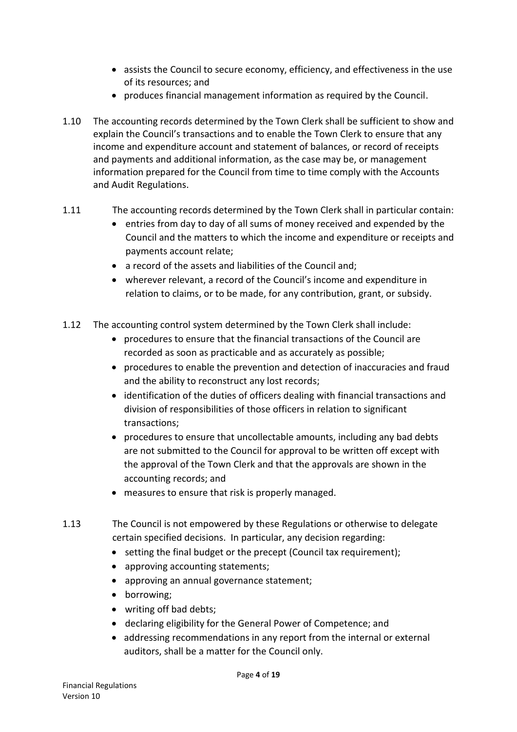- assists the Council to secure economy, efficiency, and effectiveness in the use of its resources; and
- produces financial management information as required by the Council.

1.10 The accounting records determined by the Town Clerk shall be sufficient to show and explain the Council's transactions and to enable the Town Clerk to ensure that any income and expenditure account and statement of balances, or record of receipts and payments and additional information, as the case may be, or management information prepared for the Council from time to time comply with the Accounts and Audit Regulations.

1.11 The accounting records determined by the Town Clerk shall in particular contain:

- entries from day to day of all sums of money received and expended by the Council and the matters to which the income and expenditure or receipts and payments account relate;
- a record of the assets and liabilities of the Council and;
- wherever relevant, a record of the Council's income and expenditure in relation to claims, or to be made, for any contribution, grant, or subsidy.

1.12 The accounting control system determined by the Town Clerk shall include:

- procedures to ensure that the financial transactions of the Council are recorded as soon as practicable and as accurately as possible;
- procedures to enable the prevention and detection of inaccuracies and fraud and the ability to reconstruct any lost records;
- identification of the duties of officers dealing with financial transactions and division of responsibilities of those officers in relation to significant transactions;
- procedures to ensure that uncollectable amounts, including any bad debts are not submitted to the Council for approval to be written off except with the approval of the Town Clerk and that the approvals are shown in the accounting records; and
- measures to ensure that risk is properly managed.

1.13 The Council is not empowered by these Regulations or otherwise to delegate certain specified decisions. In particular, any decision regarding:

- setting the final budget or the precept (Council tax requirement);
- approving accounting statements;
- approving an annual governance statement;
- borrowing;
- writing off bad debts;
- declaring eligibility for the General Power of Competence; and
- addressing recommendations in any report from the internal or external auditors, shall be a matter for the Council only.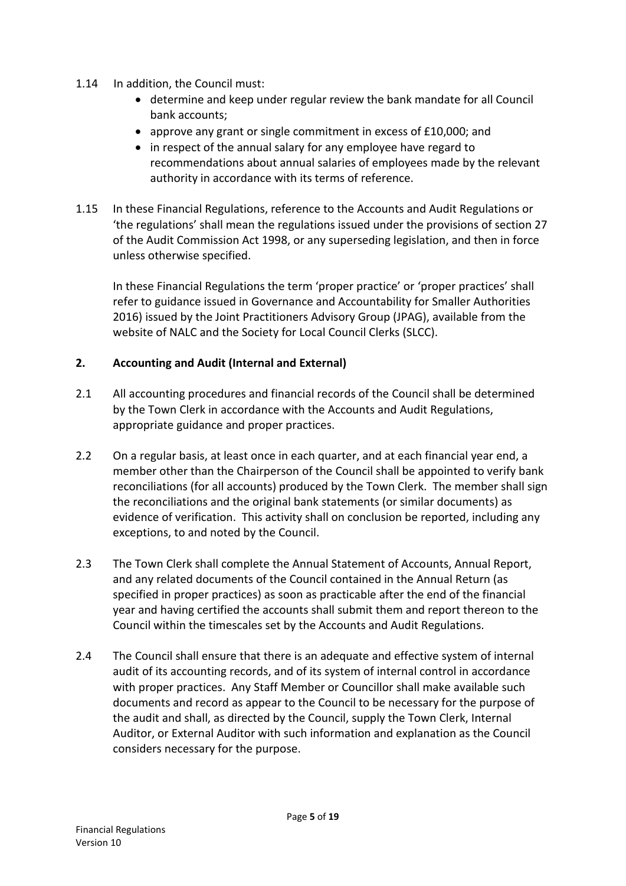1.14 In addition, the Council must:

- determine and keep under regular review the bank mandate for all Council bank accounts;
- approve any grant or single commitment in excess of £10,000; and
- in respect of the annual salary for any employee have regard to recommendations about annual salaries of employees made by the relevant authority in accordance with its terms of reference.

1.15 In these Financial Regulations, reference to the Accounts and Audit Regulations or 'the regulations' shall mean the regulations issued under the provisions of section 27 of the Audit Commission Act 1998, or any superseding legislation, and then in force unless otherwise specified.

In these Financial Regulations the term 'proper practice' or 'proper practices' shall refer to guidance issued in Governance and Accountability for Smaller Authorities 2016) issued by the Joint Practitioners Advisory Group (JPAG), available from the website of NALC and the Society for Local Council Clerks (SLCC).

## 2. Accounting and Audit (Internal and External)

2.1 All accounting procedures and financial records of the Council shall be determined by the Town Clerk in accordance with the Accounts and Audit Regulations, appropriate guidance and proper practices.

2.2 On a regular basis, at least once in each quarter, and at each financial year end, a member other than the Chairperson of the Council shall be appointed to verify bank reconciliations (for all accounts) produced by the Town Clerk. The member shall sign the reconciliations and the original bank statements (or similar documents) as evidence of verification. This activity shall on conclusion be reported, including any exceptions, to and noted by the Council.

2.3 The Town Clerk shall complete the Annual Statement of Accounts, Annual Report, and any related documents of the Council contained in the Annual Return (as specified in proper practices) as soon as practicable after the end of the financial year and having certified the accounts shall submit them and report thereon to the Council within the timescales set by the Accounts and Audit Regulations.

2.4 The Council shall ensure that there is an adequate and effective system of internal audit of its accounting records, and of its system of internal control in accordance with proper practices. Any Staff Member or Councillor shall make available such documents and record as appear to the Council to be necessary for the purpose of the audit and shall, as directed by the Council, supply the Town Clerk, Internal Auditor, or External Auditor with such information and explanation as the Council considers necessary for the purpose.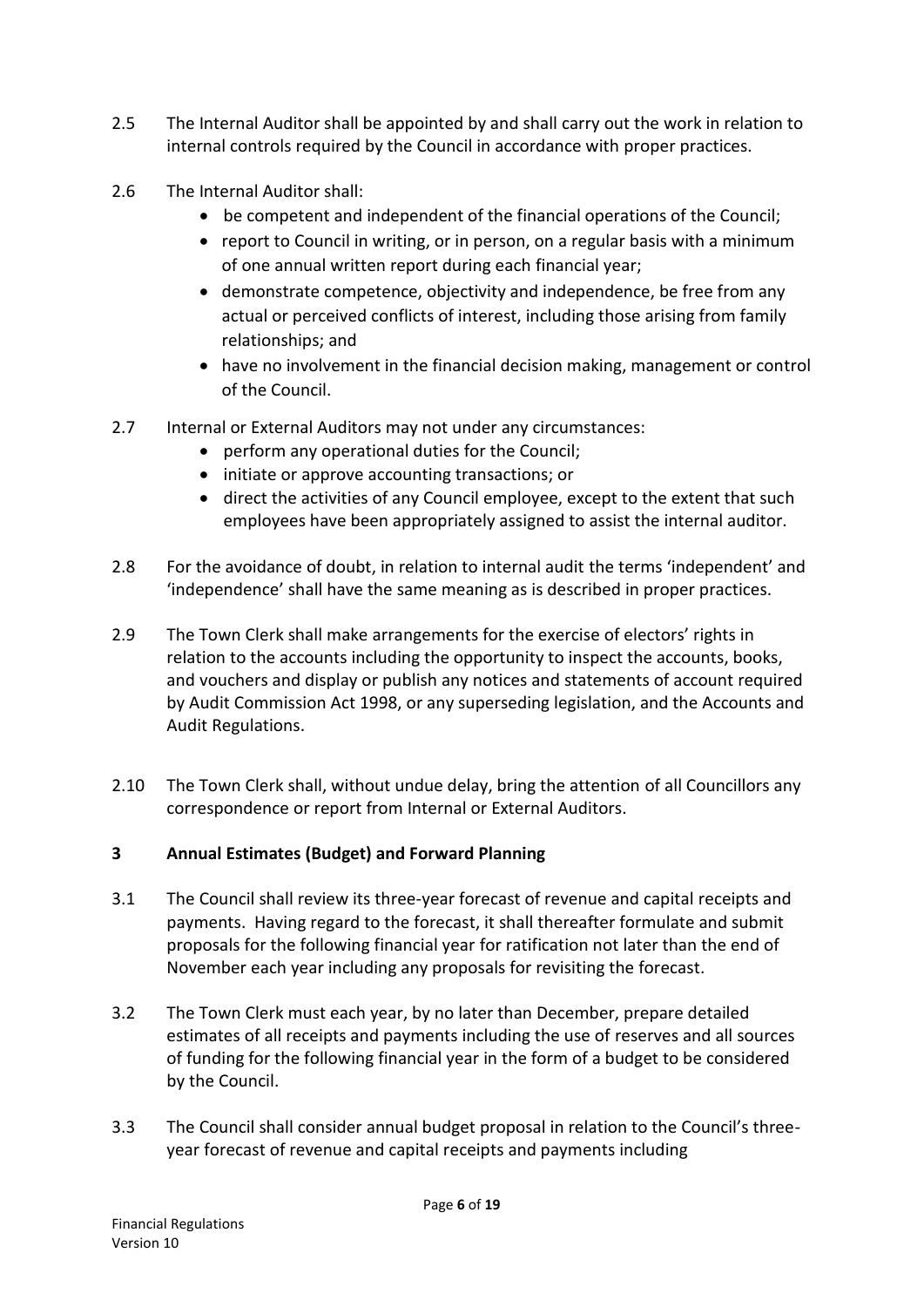2.5 The Internal Auditor shall be appointed by and shall carry out the work in relation to internal controls required by the Council in accordance with proper practices.

2.6 The Internal Auditor shall:

- be competent and independent of the financial operations of the Council;
- report to Council in writing, or in person, on a regular basis with a minimum of one annual written report during each financial year;
- demonstrate competence, objectivity and independence, be free from any actual or perceived conflicts of interest, including those arising from family relationships; and
- have no involvement in the financial decision making, management or control of the Council.

2.7 Internal or External Auditors may not under any circumstances:

- perform any operational duties for the Council;
- initiate or approve accounting transactions; or
- direct the activities of any Council employee, except to the extent that such employees have been appropriately assigned to assist the internal auditor.

2.8 For the avoidance of doubt, in relation to internal audit the terms 'independent' and 'independence' shall have the same meaning as is described in proper practices.

2.9 The Town Clerk shall make arrangements for the exercise of electors' rights in relation to the accounts including the opportunity to inspect the accounts, books, and vouchers and display or publish any notices and statements of account required by Audit Commission Act 1998, or any superseding legislation, and the Accounts and Audit Regulations.

2.10 The Town Clerk shall, without undue delay, bring the attention of all Councillors any correspondence or report from Internal or External Auditors.

## 3 Annual Estimates (Budget) and Forward Planning

3.1 The Council shall review its three-year forecast of revenue and capital receipts and payments. Having regard to the forecast, it shall thereafter formulate and submit proposals for the following financial year for ratification not later than the end of November each year including any proposals for revisiting the forecast.

3.2 The Town Clerk must each year, by no later than December, prepare detailed estimates of all receipts and payments including the use of reserves and all sources of funding for the following financial year in the form of a budget to be considered by the Council.

3.3 The Council shall consider annual budget proposal in relation to the Council's three-year forecast of revenue and capital receipts and payments including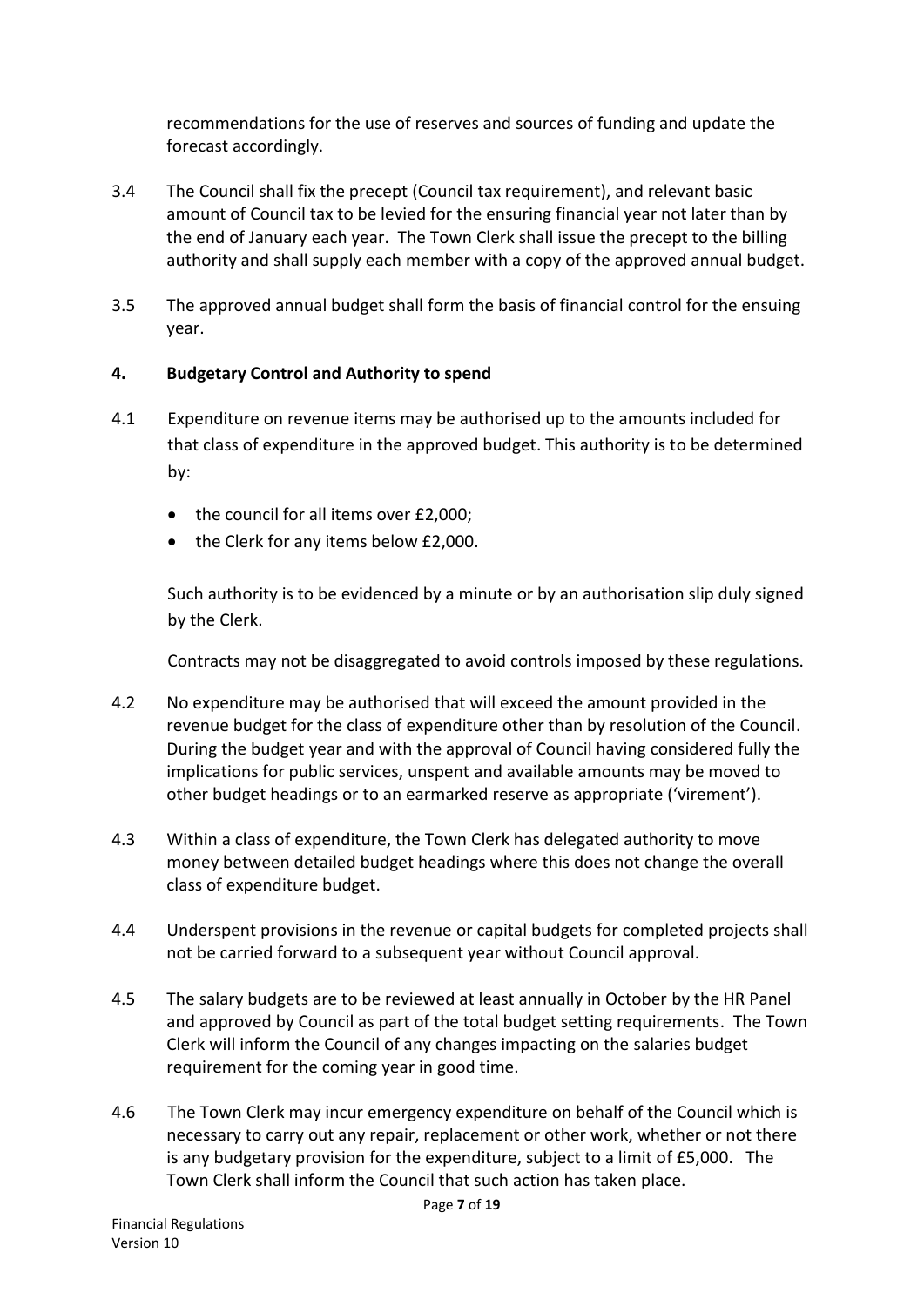recommendations for the use of reserves and sources of funding and update the forecast accordingly.

3.4 The Council shall fix the precept (Council tax requirement), and relevant basic amount of Council tax to be levied for the ensuring financial year not later than by the end of January each year. The Town Clerk shall issue the precept to the billing authority and shall supply each member with a copy of the approved annual budget.

3.5 The approved annual budget shall form the basis of financial control for the ensuing year.

## 4. Budgetary Control and Authority to spend

4.1 Expenditure on revenue items may be authorised up to the amounts included for that class of expenditure in the approved budget. This authority is to be determined by:

- the council for all items over £2,000;
- the Clerk for any items below £2,000.

Such authority is to be evidenced by a minute or by an authorisation slip duly signed by the Clerk.

Contracts may not be disaggregated to avoid controls imposed by these regulations.

4.2 No expenditure may be authorised that will exceed the amount provided in the revenue budget for the class of expenditure other than by resolution of the Council. During the budget year and with the approval of Council having considered fully the implications for public services, unspent and available amounts may be moved to other budget headings or to an earmarked reserve as appropriate ('virement').

4.3 Within a class of expenditure, the Town Clerk has delegated authority to move money between detailed budget headings where this does not change the overall class of expenditure budget.

4.4 Underspent provisions in the revenue or capital budgets for completed projects shall not be carried forward to a subsequent year without Council approval.

4.5 The salary budgets are to be reviewed at least annually in October by the HR Panel and approved by Council as part of the total budget setting requirements. The Town Clerk will inform the Council of any changes impacting on the salaries budget requirement for the coming year in good time.

4.6 The Town Clerk may incur emergency expenditure on behalf of the Council which is necessary to carry out any repair, replacement or other work, whether or not there is any budgetary provision for the expenditure, subject to a limit of £5,000. The Town Clerk shall inform the Council that such action has taken place.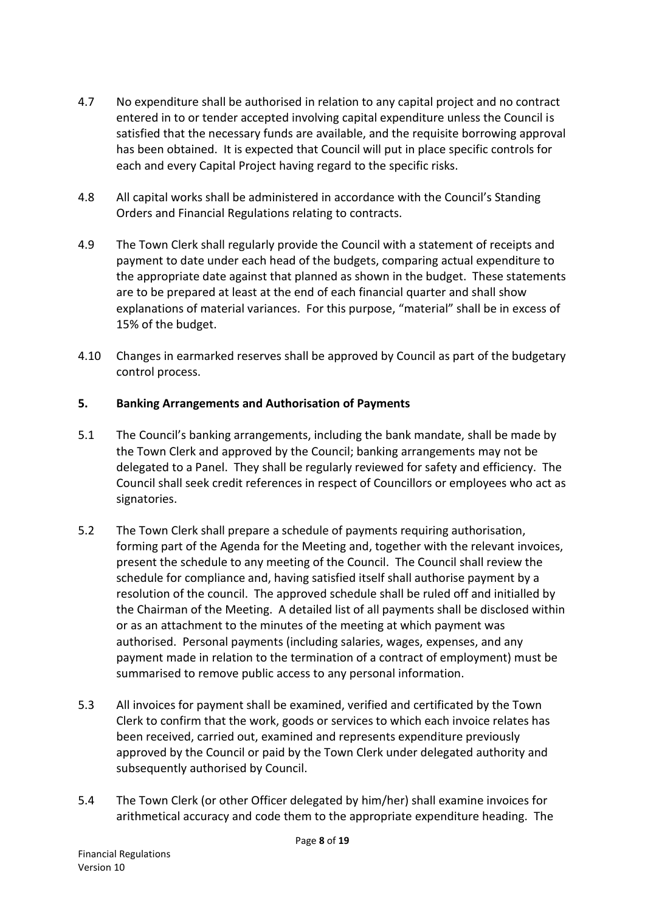4.7 No expenditure shall be authorised in relation to any capital project and no contract entered in to or tender accepted involving capital expenditure unless the Council is satisfied that the necessary funds are available, and the requisite borrowing approval has been obtained. It is expected that Council will put in place specific controls for each and every Capital Project having regard to the specific risks.

4.8 All capital works shall be administered in accordance with the Council's Standing Orders and Financial Regulations relating to contracts.

4.9 The Town Clerk shall regularly provide the Council with a statement of receipts and payment to date under each head of the budgets, comparing actual expenditure to the appropriate date against that planned as shown in the budget. These statements are to be prepared at least at the end of each financial quarter and shall show explanations of material variances. For this purpose, "material" shall be in excess of 15% of the budget.

4.10 Changes in earmarked reserves shall be approved by Council as part of the budgetary control process.

## 5. Banking Arrangements and Authorisation of Payments

5.1 The Council's banking arrangements, including the bank mandate, shall be made by the Town Clerk and approved by the Council; banking arrangements may not be delegated to a Panel. They shall be regularly reviewed for safety and efficiency. The Council shall seek credit references in respect of Councillors or employees who act as signatories.

5.2 The Town Clerk shall prepare a schedule of payments requiring authorisation, forming part of the Agenda for the Meeting and, together with the relevant invoices, present the schedule to any meeting of the Council. The Council shall review the schedule for compliance and, having satisfied itself shall authorise payment by a resolution of the council. The approved schedule shall be ruled off and initialled by the Chairman of the Meeting. A detailed list of all payments shall be disclosed within or as an attachment to the minutes of the meeting at which payment was authorised. Personal payments (including salaries, wages, expenses, and any payment made in relation to the termination of a contract of employment) must be summarised to remove public access to any personal information.

5.3 All invoices for payment shall be examined, verified and certificated by the Town Clerk to confirm that the work, goods or services to which each invoice relates has been received, carried out, examined and represents expenditure previously approved by the Council or paid by the Town Clerk under delegated authority and subsequently authorised by Council.

5.4 The Town Clerk (or other Officer delegated by him/her) shall examine invoices for arithmetical accuracy and code them to the appropriate expenditure heading. The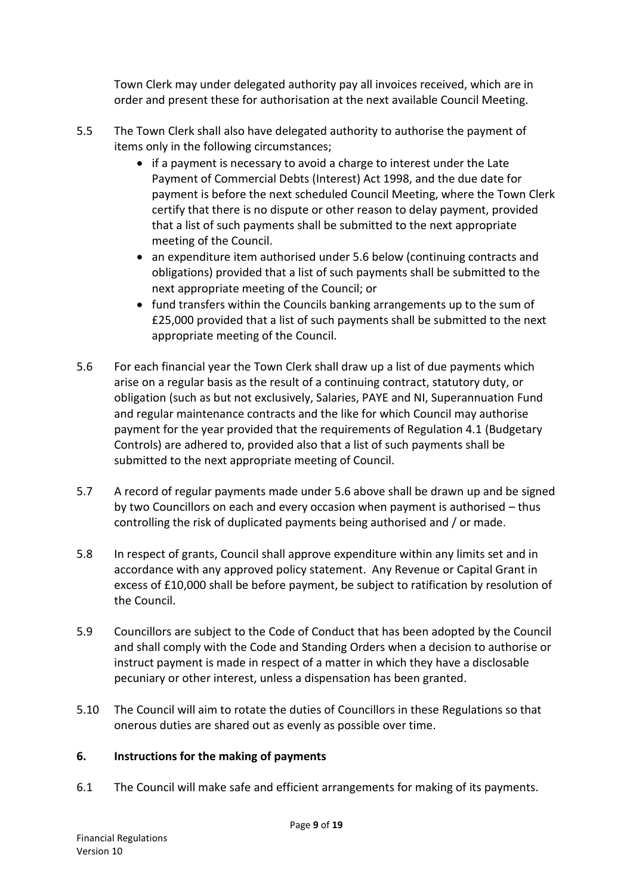Town Clerk may under delegated authority pay all invoices received, which are in order and present these for authorisation at the next available Council Meeting.

5.5 The Town Clerk shall also have delegated authority to authorise the payment of items only in the following circumstances;

- if a payment is necessary to avoid a charge to interest under the Late Payment of Commercial Debts (Interest) Act 1998, and the due date for payment is before the next scheduled Council Meeting, where the Town Clerk certify that there is no dispute or other reason to delay payment, provided that a list of such payments shall be submitted to the next appropriate meeting of the Council.
- an expenditure item authorised under 5.6 below (continuing contracts and obligations) provided that a list of such payments shall be submitted to the next appropriate meeting of the Council; or
- fund transfers within the Councils banking arrangements up to the sum of £25,000 provided that a list of such payments shall be submitted to the next appropriate meeting of the Council.

5.6 For each financial year the Town Clerk shall draw up a list of due payments which arise on a regular basis as the result of a continuing contract, statutory duty, or obligation (such as but not exclusively, Salaries, PAYE and NI, Superannuation Fund and regular maintenance contracts and the like for which Council may authorise payment for the year provided that the requirements of Regulation 4.1 (Budgetary Controls) are adhered to, provided also that a list of such payments shall be submitted to the next appropriate meeting of Council.

5.7 A record of regular payments made under 5.6 above shall be drawn up and be signed by two Councillors on each and every occasion when payment is authorised – thus controlling the risk of duplicated payments being authorised and / or made.

5.8 In respect of grants, Council shall approve expenditure within any limits set and in accordance with any approved policy statement. Any Revenue or Capital Grant in excess of £10,000 shall be before payment, be subject to ratification by resolution of the Council.

5.9 Councillors are subject to the Code of Conduct that has been adopted by the Council and shall comply with the Code and Standing Orders when a decision to authorise or instruct payment is made in respect of a matter in which they have a disclosable pecuniary or other interest, unless a dispensation has been granted.

5.10 The Council will aim to rotate the duties of Councillors in these Regulations so that onerous duties are shared out as evenly as possible over time.

## 6. Instructions for the making of payments

6.1 The Council will make safe and efficient arrangements for making of its payments.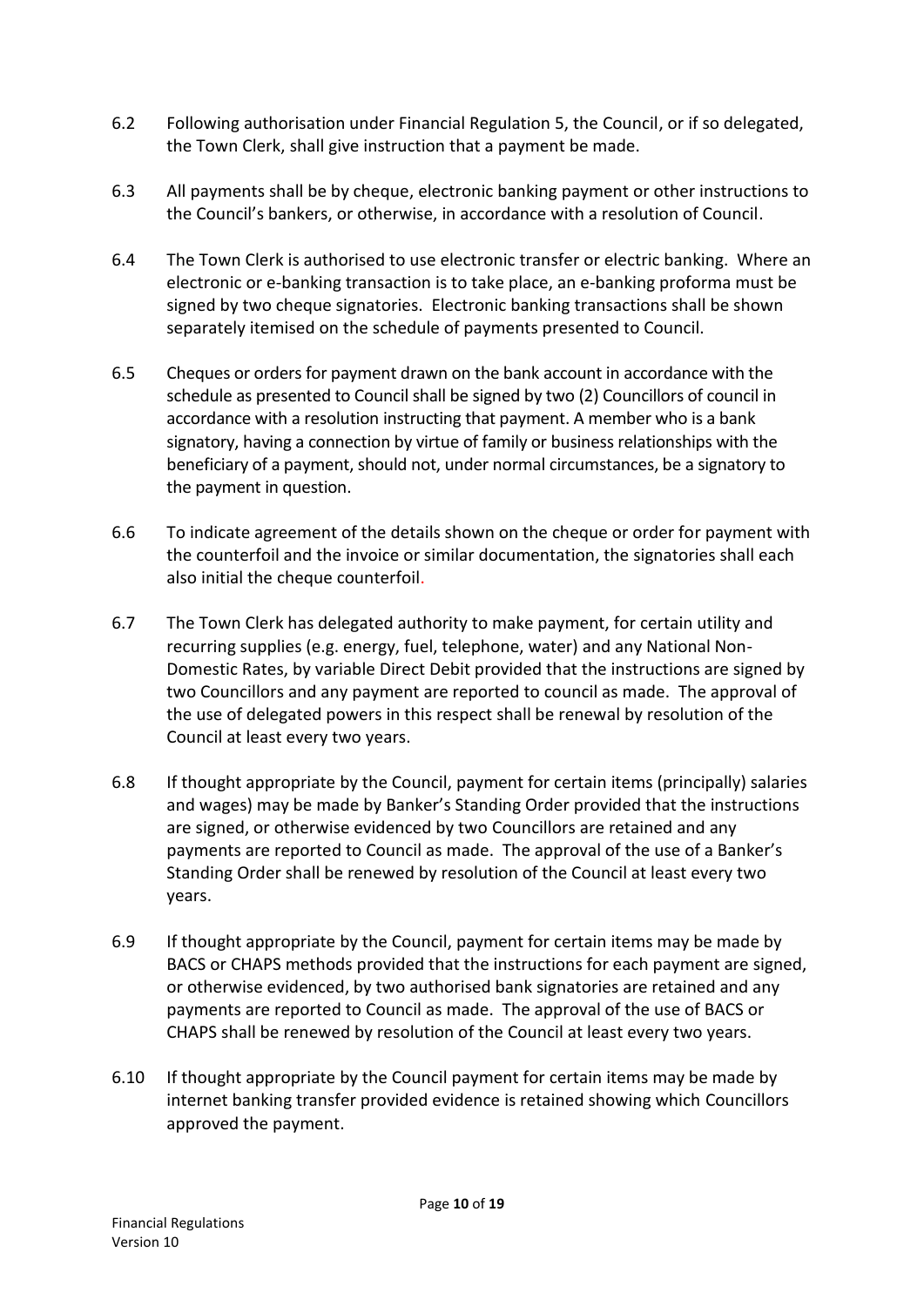6.2 Following authorisation under Financial Regulation 5, the Council, or if so delegated, the Town Clerk, shall give instruction that a payment be made.

6.3 All payments shall be by cheque, electronic banking payment or other instructions to the Council's bankers, or otherwise, in accordance with a resolution of Council.

6.4 The Town Clerk is authorised to use electronic transfer or electric banking. Where an electronic or e-banking transaction is to take place, an e-banking proforma must be signed by two cheque signatories. Electronic banking transactions shall be shown separately itemised on the schedule of payments presented to Council.

6.5 Cheques or orders for payment drawn on the bank account in accordance with the schedule as presented to Council shall be signed by two (2) Councillors of council in accordance with a resolution instructing that payment. A member who is a bank signatory, having a connection by virtue of family or business relationships with the beneficiary of a payment, should not, under normal circumstances, be a signatory to the payment in question.

6.6 To indicate agreement of the details shown on the cheque or order for payment with the counterfoil and the invoice or similar documentation, the signatories shall each also initial the cheque counterfoil.

6.7 The Town Clerk has delegated authority to make payment, for certain utility and recurring supplies (e.g. energy, fuel, telephone, water) and any National Non-Domestic Rates, by variable Direct Debit provided that the instructions are signed by two Councillors and any payment are reported to council as made. The approval of the use of delegated powers in this respect shall be renewal by resolution of the Council at least every two years.

6.8 If thought appropriate by the Council, payment for certain items (principally) salaries and wages) may be made by Banker's Standing Order provided that the instructions are signed, or otherwise evidenced by two Councillors are retained and any payments are reported to Council as made. The approval of the use of a Banker's Standing Order shall be renewed by resolution of the Council at least every two years.

6.9 If thought appropriate by the Council, payment for certain items may be made by BACS or CHAPS methods provided that the instructions for each payment are signed, or otherwise evidenced, by two authorised bank signatories are retained and any payments are reported to Council as made. The approval of the use of BACS or CHAPS shall be renewed by resolution of the Council at least every two years.

6.10 If thought appropriate by the Council payment for certain items may be made by internet banking transfer provided evidence is retained showing which Councillors approved the payment.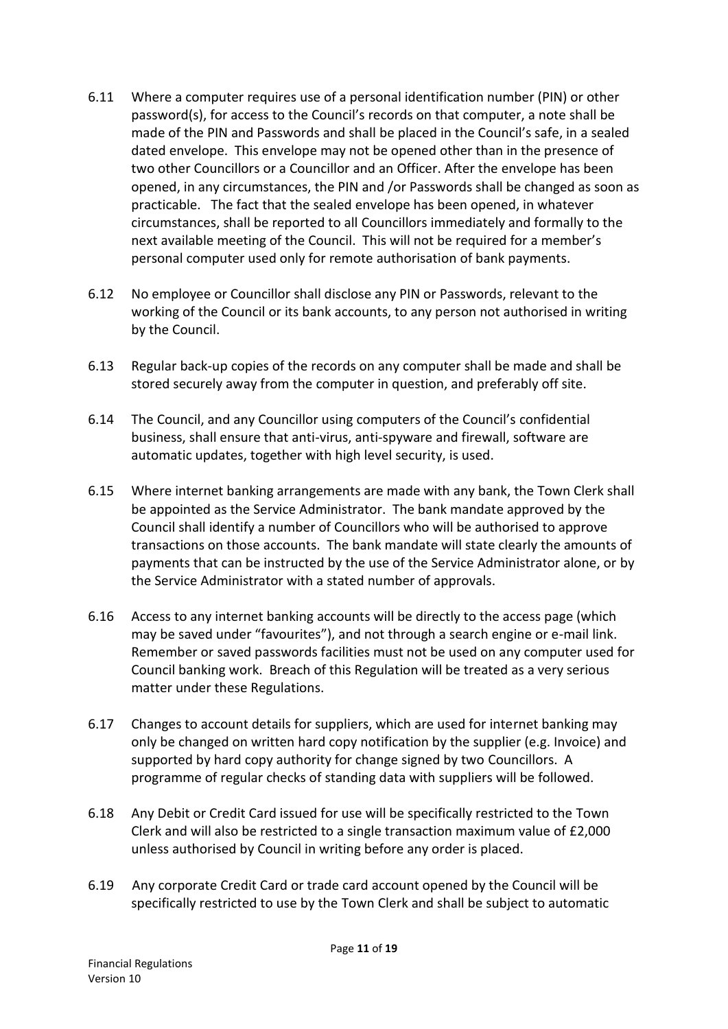6.11 Where a computer requires use of a personal identification number (PIN) or other password(s), for access to the Council's records on that computer, a note shall be made of the PIN and Passwords and shall be placed in the Council's safe, in a sealed dated envelope. This envelope may not be opened other than in the presence of two other Councillors or a Councillor and an Officer. After the envelope has been opened, in any circumstances, the PIN and /or Passwords shall be changed as soon as practicable. The fact that the sealed envelope has been opened, in whatever circumstances, shall be reported to all Councillors immediately and formally to the next available meeting of the Council. This will not be required for a member's personal computer used only for remote authorisation of bank payments.

6.12 No employee or Councillor shall disclose any PIN or Passwords, relevant to the working of the Council or its bank accounts, to any person not authorised in writing by the Council.

6.13 Regular back-up copies of the records on any computer shall be made and shall be stored securely away from the computer in question, and preferably off site.

6.14 The Council, and any Councillor using computers of the Council's confidential business, shall ensure that anti-virus, anti-spyware and firewall, software are automatic updates, together with high level security, is used.

6.15 Where internet banking arrangements are made with any bank, the Town Clerk shall be appointed as the Service Administrator. The bank mandate approved by the Council shall identify a number of Councillors who will be authorised to approve transactions on those accounts. The bank mandate will state clearly the amounts of payments that can be instructed by the use of the Service Administrator alone, or by the Service Administrator with a stated number of approvals.

6.16 Access to any internet banking accounts will be directly to the access page (which may be saved under "favourites"), and not through a search engine or e-mail link. Remember or saved passwords facilities must not be used on any computer used for Council banking work. Breach of this Regulation will be treated as a very serious matter under these Regulations.

6.17 Changes to account details for suppliers, which are used for internet banking may only be changed on written hard copy notification by the supplier (e.g. Invoice) and supported by hard copy authority for change signed by two Councillors. A programme of regular checks of standing data with suppliers will be followed.

6.18 Any Debit or Credit Card issued for use will be specifically restricted to the Town Clerk and will also be restricted to a single transaction maximum value of £2,000 unless authorised by Council in writing before any order is placed.

6.19 Any corporate Credit Card or trade card account opened by the Council will be specifically restricted to use by the Town Clerk and shall be subject to automatic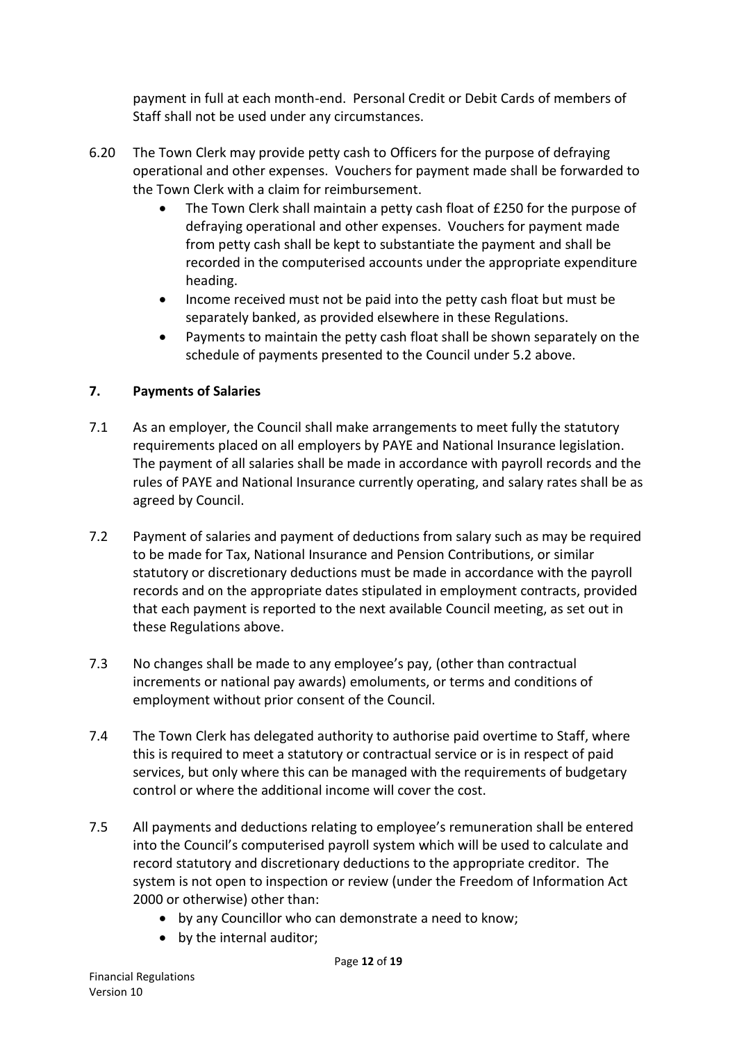payment in full at each month-end. Personal Credit or Debit Cards of members of Staff shall not be used under any circumstances.

6.20 The Town Clerk may provide petty cash to Officers for the purpose of defraying operational and other expenses. Vouchers for payment made shall be forwarded to the Town Clerk with a claim for reimbursement.

- The Town Clerk shall maintain a petty cash float of £250 for the purpose of defraying operational and other expenses. Vouchers for payment made from petty cash shall be kept to substantiate the payment and shall be recorded in the computerised accounts under the appropriate expenditure heading.
- Income received must not be paid into the petty cash float but must be separately banked, as provided elsewhere in these Regulations.
- Payments to maintain the petty cash float shall be shown separately on the schedule of payments presented to the Council under 5.2 above.

## 7. Payments of Salaries

7.1 As an employer, the Council shall make arrangements to meet fully the statutory requirements placed on all employers by PAYE and National Insurance legislation. The payment of all salaries shall be made in accordance with payroll records and the rules of PAYE and National Insurance currently operating, and salary rates shall be as agreed by Council.

7.2 Payment of salaries and payment of deductions from salary such as may be required to be made for Tax, National Insurance and Pension Contributions, or similar statutory or discretionary deductions must be made in accordance with the payroll records and on the appropriate dates stipulated in employment contracts, provided that each payment is reported to the next available Council meeting, as set out in these Regulations above.

7.3 No changes shall be made to any employee's pay, (other than contractual increments or national pay awards) emoluments, or terms and conditions of employment without prior consent of the Council.

7.4 The Town Clerk has delegated authority to authorise paid overtime to Staff, where this is required to meet a statutory or contractual service or is in respect of paid services, but only where this can be managed with the requirements of budgetary control or where the additional income will cover the cost.

7.5 All payments and deductions relating to employee's remuneration shall be entered into the Council's computerised payroll system which will be used to calculate and record statutory and discretionary deductions to the appropriate creditor. The system is not open to inspection or review (under the Freedom of Information Act 2000 or otherwise) other than:

- by any Councillor who can demonstrate a need to know;
- by the internal auditor;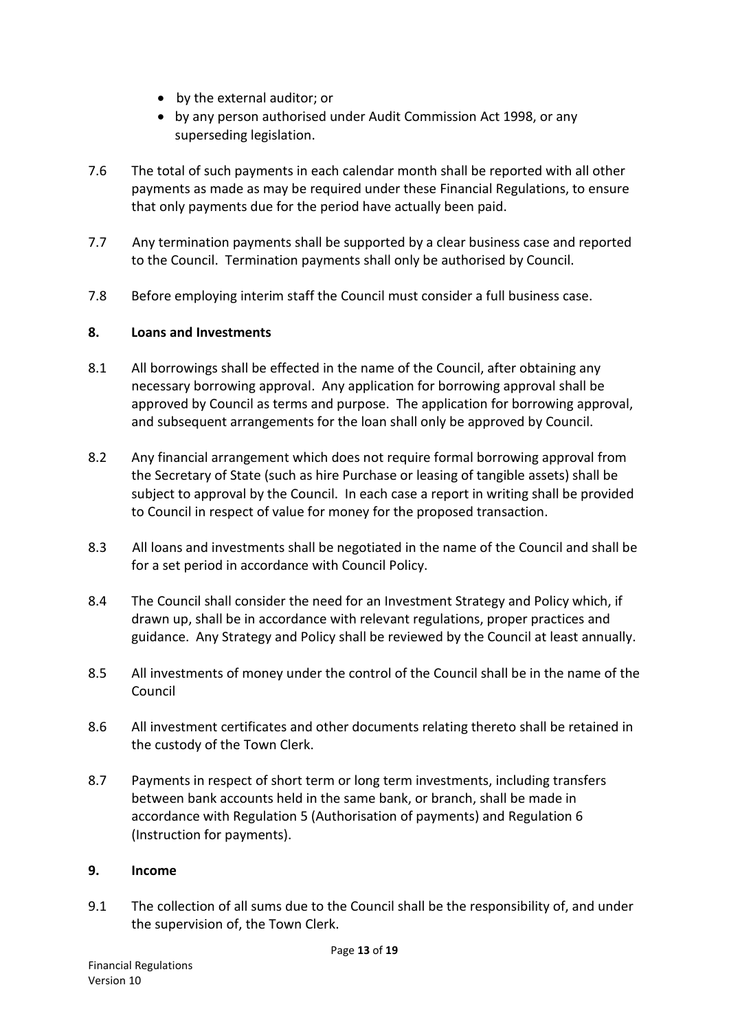- by the external auditor; or
- by any person authorised under Audit Commission Act 1998, or any superseding legislation.

7.6 The total of such payments in each calendar month shall be reported with all other payments as made as may be required under these Financial Regulations, to ensure that only payments due for the period have actually been paid.

7.7 Any termination payments shall be supported by a clear business case and reported to the Council. Termination payments shall only be authorised by Council.

7.8 Before employing interim staff the Council must consider a full business case.

## 8. Loans and Investments

8.1 All borrowings shall be effected in the name of the Council, after obtaining any necessary borrowing approval. Any application for borrowing approval shall be approved by Council as terms and purpose. The application for borrowing approval, and subsequent arrangements for the loan shall only be approved by Council.

8.2 Any financial arrangement which does not require formal borrowing approval from the Secretary of State (such as hire Purchase or leasing of tangible assets) shall be subject to approval by the Council. In each case a report in writing shall be provided to Council in respect of value for money for the proposed transaction.

8.3 All loans and investments shall be negotiated in the name of the Council and shall be for a set period in accordance with Council Policy.

8.4 The Council shall consider the need for an Investment Strategy and Policy which, if drawn up, shall be in accordance with relevant regulations, proper practices and guidance. Any Strategy and Policy shall be reviewed by the Council at least annually.

8.5 All investments of money under the control of the Council shall be in the name of the Council

8.6 All investment certificates and other documents relating thereto shall be retained in the custody of the Town Clerk.

8.7 Payments in respect of short term or long term investments, including transfers between bank accounts held in the same bank, or branch, shall be made in accordance with Regulation 5 (Authorisation of payments) and Regulation 6 (Instruction for payments).

## 9. Income

9.1 The collection of all sums due to the Council shall be the responsibility of, and under the supervision of, the Town Clerk.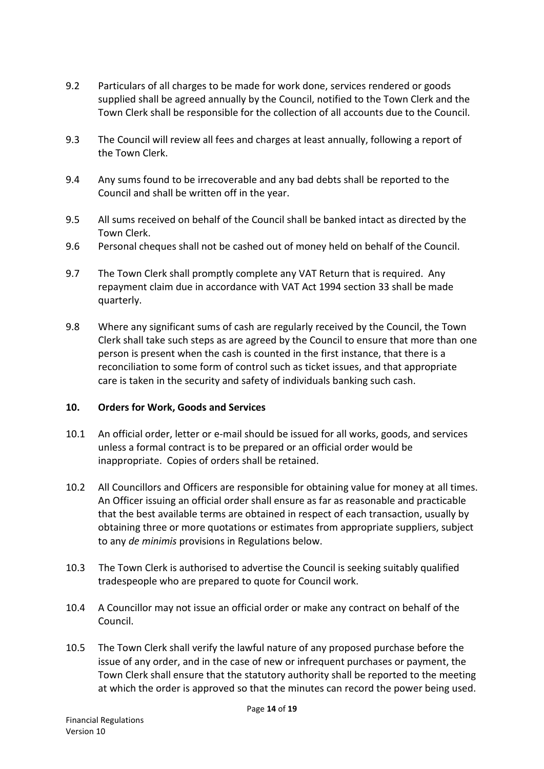9.2 Particulars of all charges to be made for work done, services rendered or goods supplied shall be agreed annually by the Council, notified to the Town Clerk and the Town Clerk shall be responsible for the collection of all accounts due to the Council.

9.3 The Council will review all fees and charges at least annually, following a report of the Town Clerk.

9.4 Any sums found to be irrecoverable and any bad debts shall be reported to the Council and shall be written off in the year.

9.5 All sums received on behalf of the Council shall be banked intact as directed by the Town Clerk.

9.6 Personal cheques shall not be cashed out of money held on behalf of the Council.

9.7 The Town Clerk shall promptly complete any VAT Return that is required. Any repayment claim due in accordance with VAT Act 1994 section 33 shall be made quarterly.

9.8 Where any significant sums of cash are regularly received by the Council, the Town Clerk shall take such steps as are agreed by the Council to ensure that more than one person is present when the cash is counted in the first instance, that there is a reconciliation to some form of control such as ticket issues, and that appropriate care is taken in the security and safety of individuals banking such cash.

## 10. Orders for Work, Goods and Services

10.1 An official order, letter or e-mail should be issued for all works, goods, and services unless a formal contract is to be prepared or an official order would be inappropriate. Copies of orders shall be retained.

10.2 All Councillors and Officers are responsible for obtaining value for money at all times. An Officer issuing an official order shall ensure as far as reasonable and practicable that the best available terms are obtained in respect of each transaction, usually by obtaining three or more quotations or estimates from appropriate suppliers, subject to any *de minimis* provisions in Regulations below.

10.3 The Town Clerk is authorised to advertise the Council is seeking suitably qualified tradespeople who are prepared to quote for Council work.

10.4 A Councillor may not issue an official order or make any contract on behalf of the Council.

10.5 The Town Clerk shall verify the lawful nature of any proposed purchase before the issue of any order, and in the case of new or infrequent purchases or payment, the Town Clerk shall ensure that the statutory authority shall be reported to the meeting at which the order is approved so that the minutes can record the power being used.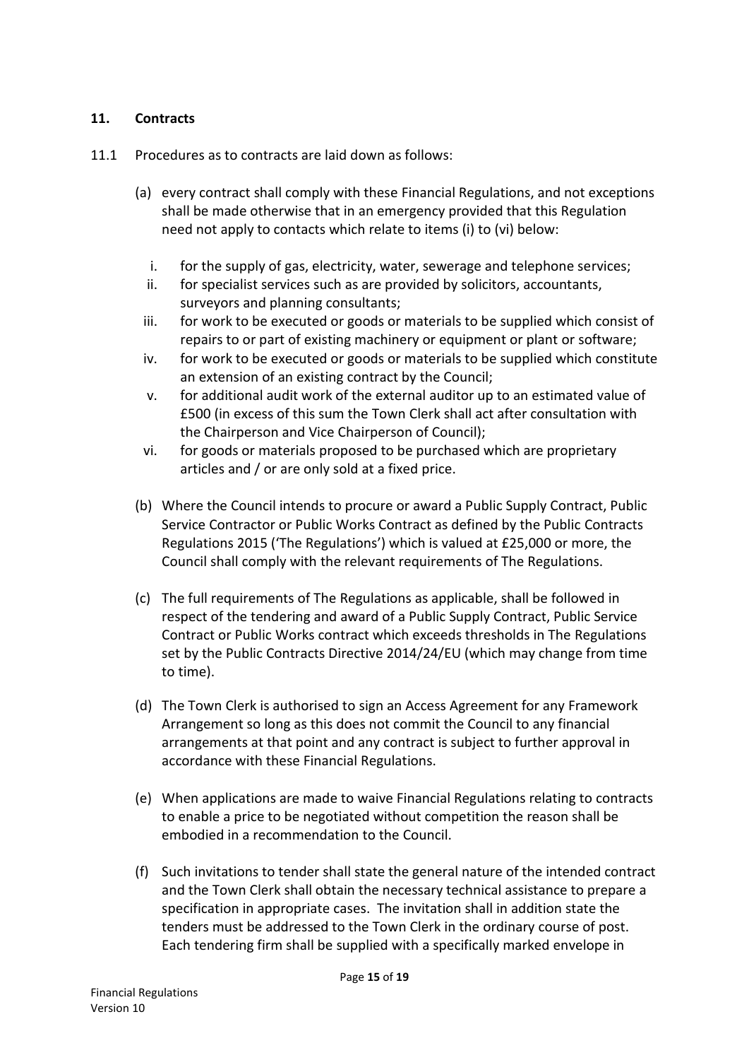## 11. Contracts

11.1 Procedures as to contracts are laid down as follows:

(a) every contract shall comply with these Financial Regulations, and not exceptions shall be made otherwise that in an emergency provided that this Regulation need not apply to contacts which relate to items (i) to (vi) below:

  i. for the supply of gas, electricity, water, sewerage and telephone services;
  ii. for specialist services such as are provided by solicitors, accountants, surveyors and planning consultants;
  iii. for work to be executed or goods or materials to be supplied which consist of repairs to or part of existing machinery or equipment or plant or software;
  iv. for work to be executed or goods or materials to be supplied which constitute an extension of an existing contract by the Council;
  v. for additional audit work of the external auditor up to an estimated value of £500 (in excess of this sum the Town Clerk shall act after consultation with the Chairperson and Vice Chairperson of Council);
  vi. for goods or materials proposed to be purchased which are proprietary articles and / or are only sold at a fixed price.

(b) Where the Council intends to procure or award a Public Supply Contract, Public Service Contractor or Public Works Contract as defined by the Public Contracts Regulations 2015 ('The Regulations') which is valued at £25,000 or more, the Council shall comply with the relevant requirements of The Regulations.

(c) The full requirements of The Regulations as applicable, shall be followed in respect of the tendering and award of a Public Supply Contract, Public Service Contract or Public Works contract which exceeds thresholds in The Regulations set by the Public Contracts Directive 2014/24/EU (which may change from time to time).

(d) The Town Clerk is authorised to sign an Access Agreement for any Framework Arrangement so long as this does not commit the Council to any financial arrangements at that point and any contract is subject to further approval in accordance with these Financial Regulations.

(e) When applications are made to waive Financial Regulations relating to contracts to enable a price to be negotiated without competition the reason shall be embodied in a recommendation to the Council.

(f) Such invitations to tender shall state the general nature of the intended contract and the Town Clerk shall obtain the necessary technical assistance to prepare a specification in appropriate cases. The invitation shall in addition state the tenders must be addressed to the Town Clerk in the ordinary course of post. Each tendering firm shall be supplied with a specifically marked envelope in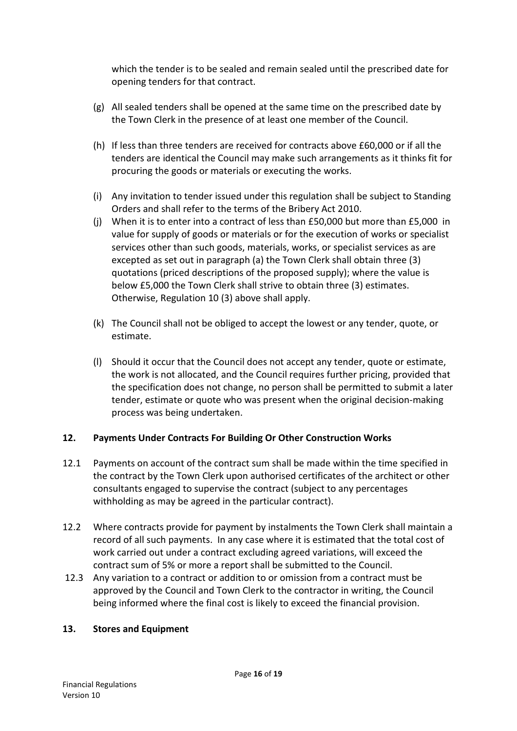which the tender is to be sealed and remain sealed until the prescribed date for opening tenders for that contract.

(g) All sealed tenders shall be opened at the same time on the prescribed date by the Town Clerk in the presence of at least one member of the Council.

(h) If less than three tenders are received for contracts above £60,000 or if all the tenders are identical the Council may make such arrangements as it thinks fit for procuring the goods or materials or executing the works.

(i) Any invitation to tender issued under this regulation shall be subject to Standing Orders and shall refer to the terms of the Bribery Act 2010.

(j) When it is to enter into a contract of less than £50,000 but more than £5,000 in value for supply of goods or materials or for the execution of works or specialist services other than such goods, materials, works, or specialist services as are excepted as set out in paragraph (a) the Town Clerk shall obtain three (3) quotations (priced descriptions of the proposed supply); where the value is below £5,000 the Town Clerk shall strive to obtain three (3) estimates. Otherwise, Regulation 10 (3) above shall apply.

(k) The Council shall not be obliged to accept the lowest or any tender, quote, or estimate.

(l) Should it occur that the Council does not accept any tender, quote or estimate, the work is not allocated, and the Council requires further pricing, provided that the specification does not change, no person shall be permitted to submit a later tender, estimate or quote who was present when the original decision-making process was being undertaken.

## 12. Payments Under Contracts For Building Or Other Construction Works

12.1 Payments on account of the contract sum shall be made within the time specified in the contract by the Town Clerk upon authorised certificates of the architect or other consultants engaged to supervise the contract (subject to any percentages withholding as may be agreed in the particular contract).

12.2 Where contracts provide for payment by instalments the Town Clerk shall maintain a record of all such payments. In any case where it is estimated that the total cost of work carried out under a contract excluding agreed variations, will exceed the contract sum of 5% or more a report shall be submitted to the Council.

12.3 Any variation to a contract or addition to or omission from a contract must be approved by the Council and Town Clerk to the contractor in writing, the Council being informed where the final cost is likely to exceed the financial provision.

## 13. Stores and Equipment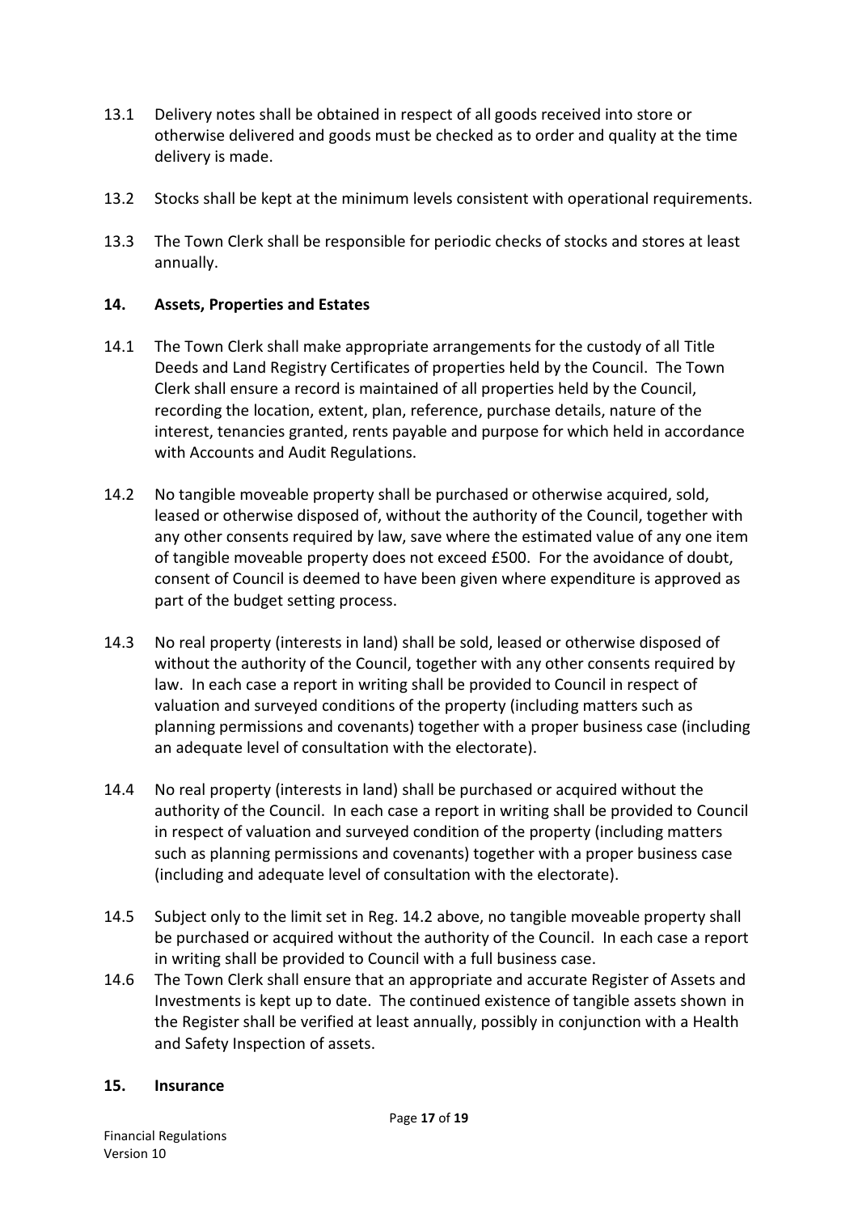13.1 Delivery notes shall be obtained in respect of all goods received into store or otherwise delivered and goods must be checked as to order and quality at the time delivery is made.

13.2 Stocks shall be kept at the minimum levels consistent with operational requirements.

13.3 The Town Clerk shall be responsible for periodic checks of stocks and stores at least annually.

## 14. Assets, Properties and Estates

14.1 The Town Clerk shall make appropriate arrangements for the custody of all Title Deeds and Land Registry Certificates of properties held by the Council. The Town Clerk shall ensure a record is maintained of all properties held by the Council, recording the location, extent, plan, reference, purchase details, nature of the interest, tenancies granted, rents payable and purpose for which held in accordance with Accounts and Audit Regulations.

14.2 No tangible moveable property shall be purchased or otherwise acquired, sold, leased or otherwise disposed of, without the authority of the Council, together with any other consents required by law, save where the estimated value of any one item of tangible moveable property does not exceed £500. For the avoidance of doubt, consent of Council is deemed to have been given where expenditure is approved as part of the budget setting process.

14.3 No real property (interests in land) shall be sold, leased or otherwise disposed of without the authority of the Council, together with any other consents required by law. In each case a report in writing shall be provided to Council in respect of valuation and surveyed conditions of the property (including matters such as planning permissions and covenants) together with a proper business case (including an adequate level of consultation with the electorate).

14.4 No real property (interests in land) shall be purchased or acquired without the authority of the Council. In each case a report in writing shall be provided to Council in respect of valuation and surveyed condition of the property (including matters such as planning permissions and covenants) together with a proper business case (including and adequate level of consultation with the electorate).

14.5 Subject only to the limit set in Reg. 14.2 above, no tangible moveable property shall be purchased or acquired without the authority of the Council. In each case a report in writing shall be provided to Council with a full business case.

14.6 The Town Clerk shall ensure that an appropriate and accurate Register of Assets and Investments is kept up to date. The continued existence of tangible assets shown in the Register shall be verified at least annually, possibly in conjunction with a Health and Safety Inspection of assets.

## 15. Insurance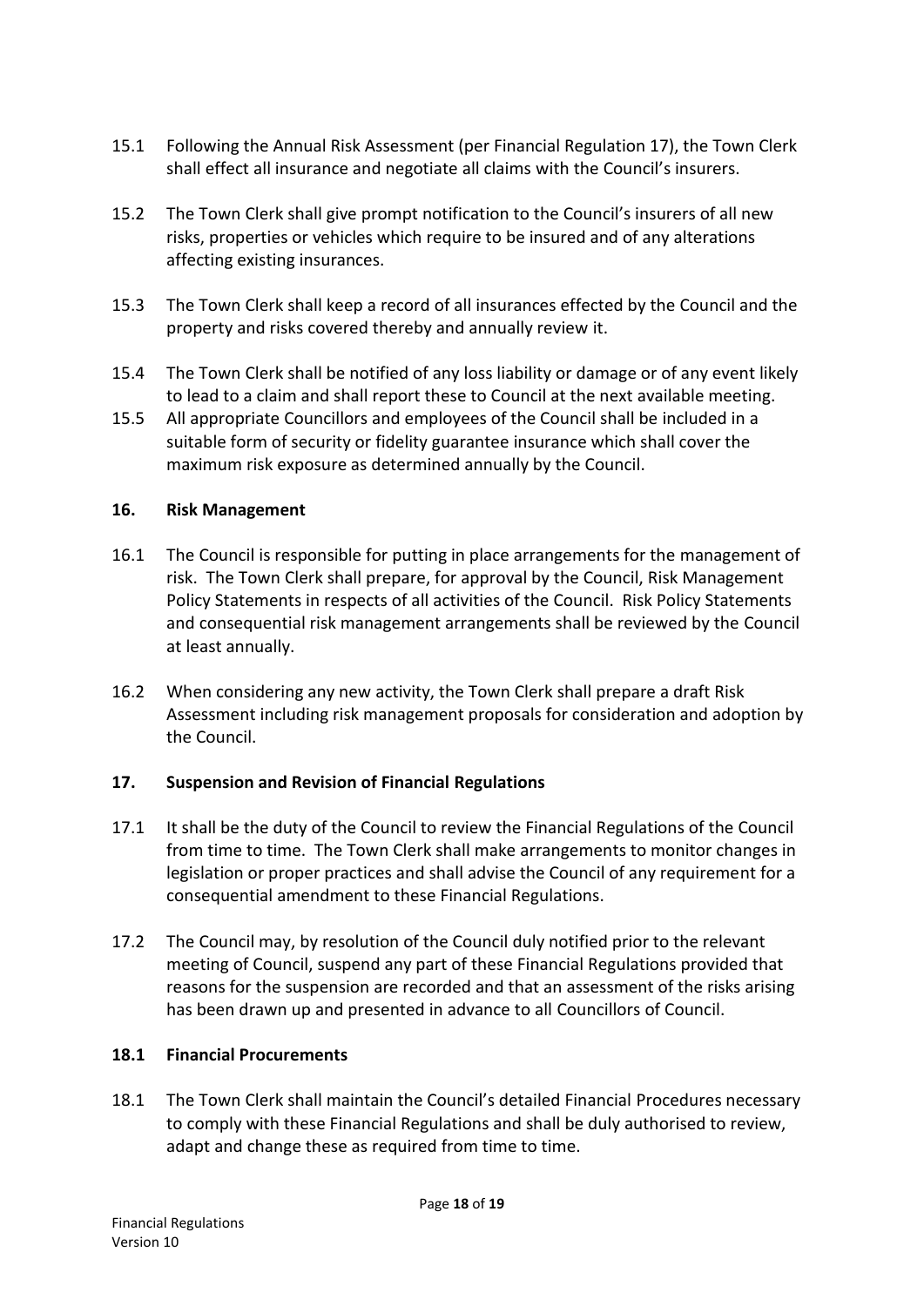15.1 Following the Annual Risk Assessment (per Financial Regulation 17), the Town Clerk shall effect all insurance and negotiate all claims with the Council's insurers.

15.2 The Town Clerk shall give prompt notification to the Council's insurers of all new risks, properties or vehicles which require to be insured and of any alterations affecting existing insurances.

15.3 The Town Clerk shall keep a record of all insurances effected by the Council and the property and risks covered thereby and annually review it.

15.4 The Town Clerk shall be notified of any loss liability or damage or of any event likely to lead to a claim and shall report these to Council at the next available meeting.

15.5 All appropriate Councillors and employees of the Council shall be included in a suitable form of security or fidelity guarantee insurance which shall cover the maximum risk exposure as determined annually by the Council.

## 16. Risk Management

16.1 The Council is responsible for putting in place arrangements for the management of risk. The Town Clerk shall prepare, for approval by the Council, Risk Management Policy Statements in respects of all activities of the Council. Risk Policy Statements and consequential risk management arrangements shall be reviewed by the Council at least annually.

16.2 When considering any new activity, the Town Clerk shall prepare a draft Risk Assessment including risk management proposals for consideration and adoption by the Council.

## 17. Suspension and Revision of Financial Regulations

17.1 It shall be the duty of the Council to review the Financial Regulations of the Council from time to time. The Town Clerk shall make arrangements to monitor changes in legislation or proper practices and shall advise the Council of any requirement for a consequential amendment to these Financial Regulations.

17.2 The Council may, by resolution of the Council duly notified prior to the relevant meeting of Council, suspend any part of these Financial Regulations provided that reasons for the suspension are recorded and that an assessment of the risks arising has been drawn up and presented in advance to all Councillors of Council.

## 18.1 Financial Procurements

18.1 The Town Clerk shall maintain the Council's detailed Financial Procedures necessary to comply with these Financial Regulations and shall be duly authorised to review, adapt and change these as required from time to time.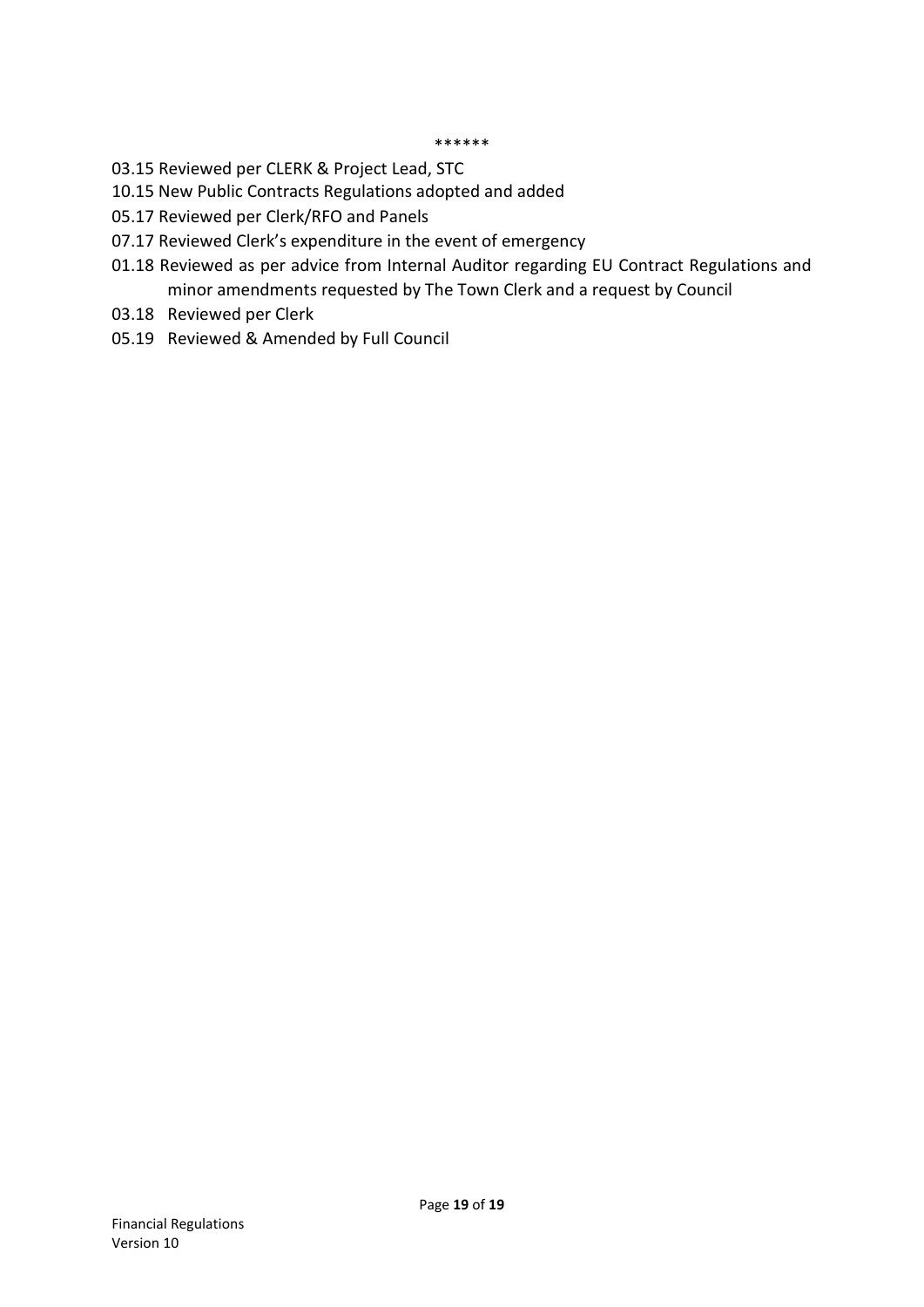\*\*\*\*\*\*

03.15 Reviewed per CLERK & Project Lead, STC

10.15 New Public Contracts Regulations adopted and added

05.17 Reviewed per Clerk/RFO and Panels

07.17 Reviewed Clerk's expenditure in the event of emergency

01.18 Reviewed as per advice from Internal Auditor regarding EU Contract Regulations and minor amendments requested by The Town Clerk and a request by Council

03.18 Reviewed per Clerk

05.19 Reviewed & Amended by Full Council